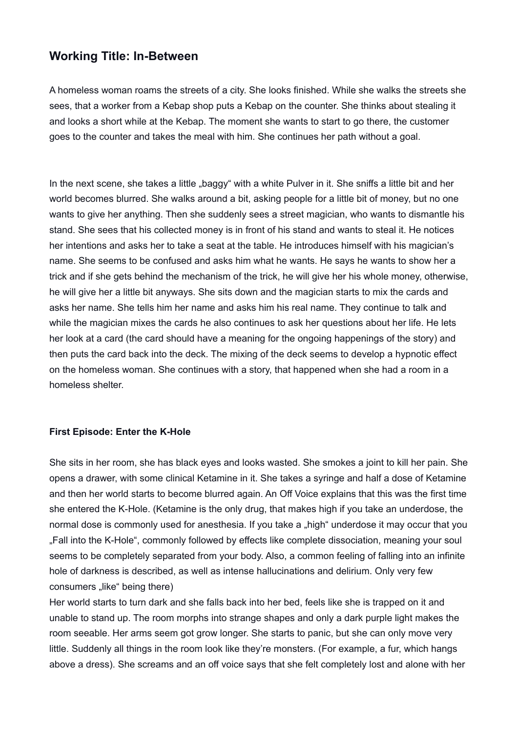## Working Title: In-Between

A homeless woman roams the streets of a city. She looks finished. While she walks the streets she sees, that a worker from a Kebap shop puts a Kebap on the counter. She thinks about stealing it and looks a short while at the Kebap. The moment she wants to start to go there, the customer goes to the counter and takes the meal with him. She continues her path without a goal.

In the next scene, she takes a little „baggy" with a white Pulver in it. She sniffs a little bit and her world becomes blurred. She walks around a bit, asking people for a little bit of money, but no one wants to give her anything. Then she suddenly sees a street magician, who wants to dismantle his stand. She sees that his collected money is in front of his stand and wants to steal it. He notices her intentions and asks her to take a seat at the table. He introduces himself with his magician's name. She seems to be confused and asks him what he wants. He says he wants to show her a trick and if she gets behind the mechanism of the trick, he will give her his whole money, otherwise, he will give her a little bit anyways. She sits down and the magician starts to mix the cards and asks her name. She tells him her name and asks him his real name. They continue to talk and while the magician mixes the cards he also continues to ask her questions about her life. He lets her look at a card (the card should have a meaning for the ongoing happenings of the story) and then puts the card back into the deck. The mixing of the deck seems to develop a hypnotic effect on the homeless woman. She continues with a story, that happened when she had a room in a homeless shelter.

### First Episode: Enter the K-Hole

She sits in her room, she has black eyes and looks wasted. She smokes a joint to kill her pain. She opens a drawer, with some clinical Ketamine in it. She takes a syringe and half a dose of Ketamine and then her world starts to become blurred again. An Off Voice explains that this was the first time she entered the K-Hole. (Ketamine is the only drug, that makes high if you take an underdose, the normal dose is commonly used for anesthesia. If you take a „high" underdose it may occur that you „Fall into the K-Hole", commonly followed by effects like complete dissociation, meaning your soul seems to be completely separated from your body. Also, a common feeling of falling into an infinite hole of darkness is described, as well as intense hallucinations and delirium. Only very few consumers „like" being there)

Her world starts to turn dark and she falls back into her bed, feels like she is trapped on it and unable to stand up. The room morphs into strange shapes and only a dark purple light makes the room seeable. Her arms seem got grow longer. She starts to panic, but she can only move very little. Suddenly all things in the room look like they're monsters. (For example, a fur, which hangs above a dress). She screams and an off voice says that she felt completely lost and alone with her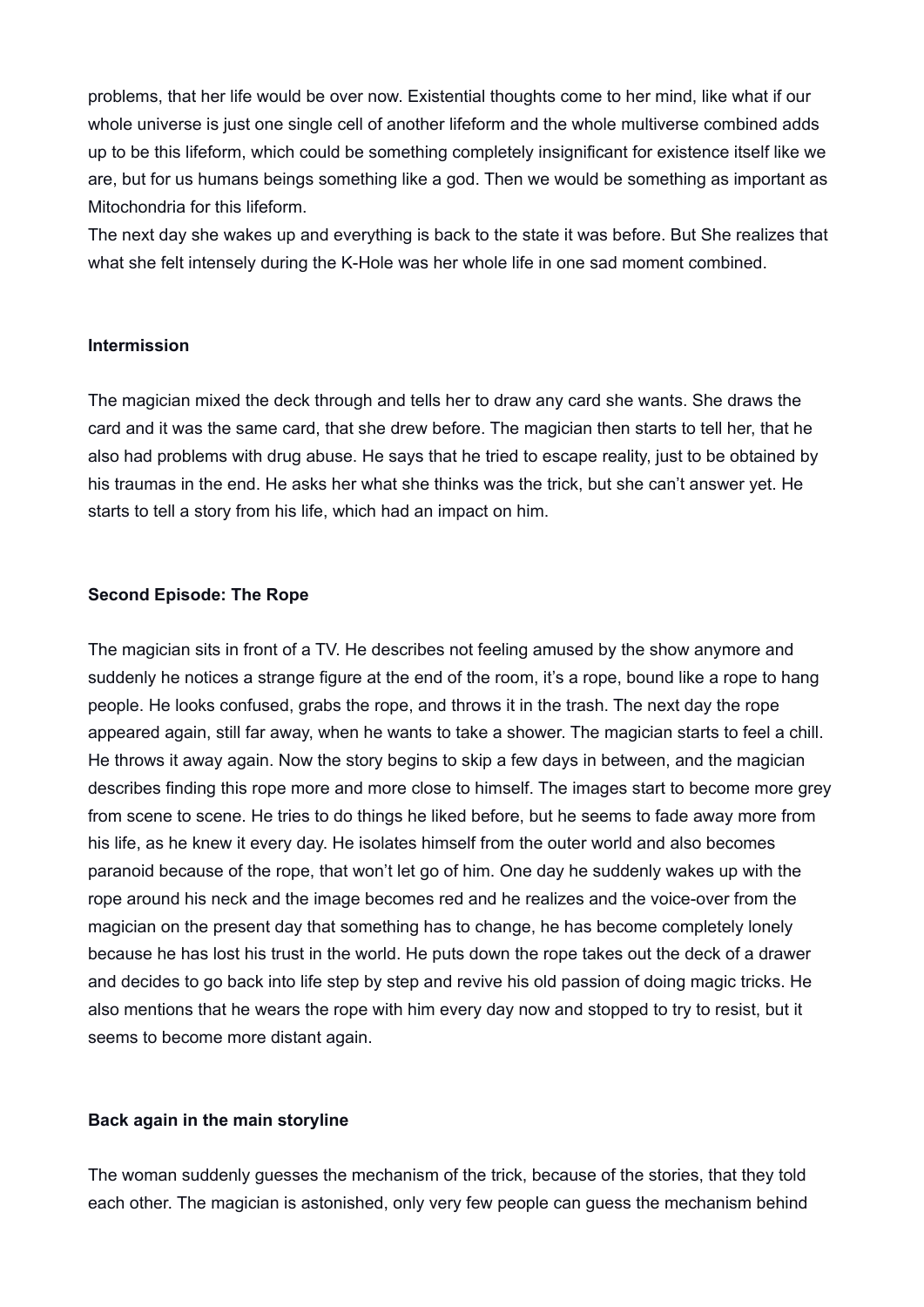problems, that her life would be over now. Existential thoughts come to her mind, like what if our whole universe is just one single cell of another lifeform and the whole multiverse combined adds up to be this lifeform, which could be something completely insignificant for existence itself like we are, but for us humans beings something like a god. Then we would be something as important as Mitochondria for this lifeform.

The next day she wakes up and everything is back to the state it was before. But She realizes that what she felt intensely during the K-Hole was her whole life in one sad moment combined.

**Intermission**

The magician mixed the deck through and tells her to draw any card she wants. She draws the card and it was the same card, that she drew before. The magician then starts to tell her, that he also had problems with drug abuse. He says that he tried to escape reality, just to be obtained by his traumas in the end. He asks her what she thinks was the trick, but she can't answer yet. He starts to tell a story from his life, which had an impact on him.

**Second Episode: The Rope**

The magician sits in front of a TV. He describes not feeling amused by the show anymore and suddenly he notices a strange figure at the end of the room, it's a rope, bound like a rope to hang people. He looks confused, grabs the rope, and throws it in the trash. The next day the rope appeared again, still far away, when he wants to take a shower. The magician starts to feel a chill. He throws it away again. Now the story begins to skip a few days in between, and the magician describes finding this rope more and more close to himself. The images start to become more grey from scene to scene. He tries to do things he liked before, but he seems to fade away more from his life, as he knew it every day. He isolates himself from the outer world and also becomes paranoid because of the rope, that won't let go of him. One day he suddenly wakes up with the rope around his neck and the image becomes red and he realizes and the voice-over from the magician on the present day that something has to change, he has become completely lonely because he has lost his trust in the world. He puts down the rope takes out the deck of a drawer and decides to go back into life step by step and revive his old passion of doing magic tricks. He also mentions that he wears the rope with him every day now and stopped to try to resist, but it seems to become more distant again.

**Back again in the main storyline**

The woman suddenly guesses the mechanism of the trick, because of the stories, that they told each other. The magician is astonished, only very few people can guess the mechanism behind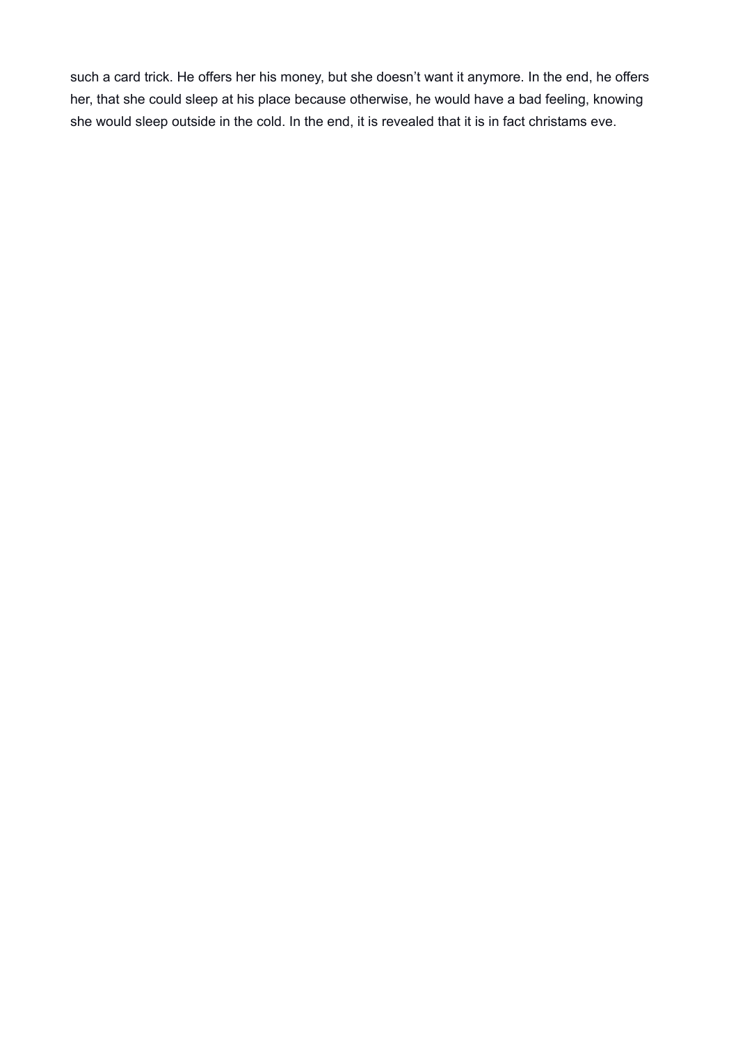such a card trick. He offers her his money, but she doesn’t want it anymore. In the end, he offers her, that she could sleep at his place because otherwise, he would have a bad feeling, knowing she would sleep outside in the cold. In the end, it is revealed that it is in fact christams eve.